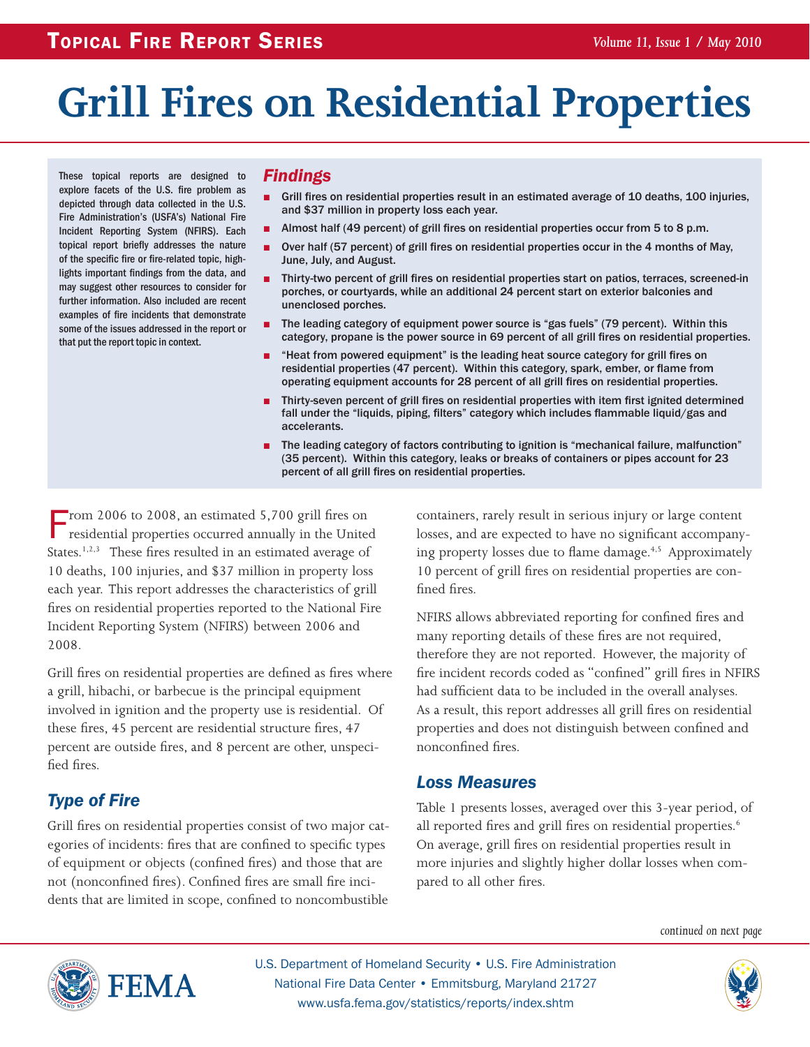# Grill Fires on Residential Properties

These topical reports are designed to explore facets of the U.S. fire problem as depicted through data collected in the U.S. Fire Administration's (USFA's) National Fire Incident Reporting System (NFIRS). Each topical report briefly addresses the nature of the specific fire or fire-related topic, highlights important findings from the data, and may suggest other resources to consider for further information. Also included are recent examples of fire incidents that demonstrate some of the issues addressed in the report or that put the report topic in context.

## Findings

- Grill fires on residential properties result in an estimated average of 10 deaths, 100 injuries, and $37 million in property loss each year.
- Almost half (49 percent) of grill fires on residential properties occur from 5 to 8 p.m.
- Over half (57 percent) of grill fires on residential properties occur in the 4 months of May, June, July, and August.
- Thirty-two percent of grill fires on residential properties start on patios, terraces, screened-in porches, or courtyards, while an additional 24 percent start on exterior balconies and unenclosed porches.
- The leading category of equipment power source is "gas fuels" (79 percent). Within this category, propane is the power source in 69 percent of all grill fires on residential properties.
- "Heat from powered equipment" is the leading heat source category for grill fires on residential properties (47 percent). Within this category, spark, ember, or flame from operating equipment accounts for 28 percent of all grill fires on residential properties.
- Thirty-seven percent of grill fires on residential properties with item first ignited determined fall under the "liquids, piping, filters" category which includes flammable liquid/gas and accelerants.
- The leading category of factors contributing to ignition is "mechanical failure, malfunction" (35 percent). Within this category, leaks or breaks of containers or pipes account for 23 percent of all grill fires on residential properties.

From 2006 to 2008, an estimated 5,700 grill fires on residential properties occurred annually in the United States.[1,2,3] These fires resulted in an estimated average of 10 deaths, 100 injuries, and $37 million in property loss each year. This report addresses the characteristics of grill fires on residential properties reported to the National Fire Incident Reporting System (NFIRS) between 2006 and 2008.

Grill fires on residential properties are defined as fires where a grill, hibachi, or barbecue is the principal equipment involved in ignition and the property use is residential. Of these fires, 45 percent are residential structure fires, 47 percent are outside fires, and 8 percent are other, unspecified fires.

## Type of Fire

Grill fires on residential properties consist of two major categories of incidents: fires that are confined to specific types of equipment or objects (confined fires) and those that are not (nonconfined fires). Confined fires are small fire incidents that are limited in scope, confined to noncombustible containers, rarely result in serious injury or large content losses, and are expected to have no significant accompanying property losses due to flame damage.[4,5] Approximately 10 percent of grill fires on residential properties are confined fires.

NFIRS allows abbreviated reporting for confined fires and many reporting details of these fires are not required, therefore they are not reported. However, the majority of fire incident records coded as "confined" grill fires in NFIRS had sufficient data to be included in the overall analyses. As a result, this report addresses all grill fires on residential properties and does not distinguish between confined and nonconfined fires.

## Loss Measures

Table 1 presents losses, averaged over this 3-year period, of all reported fires and grill fires on residential properties.[6] On average, grill fires on residential properties result in more injuries and slightly higher dollar losses when compared to all other fires.

*continued on next page*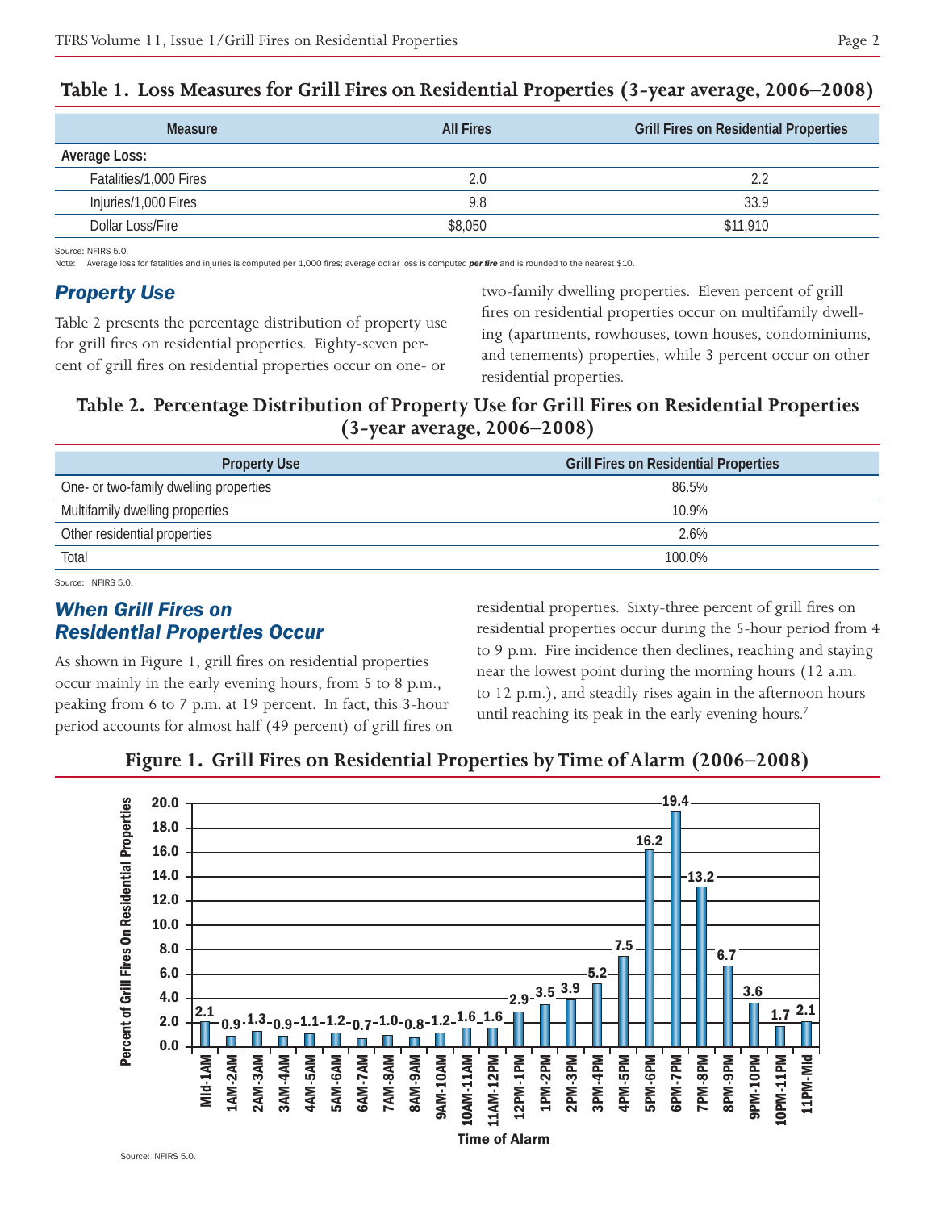**Table 1. Loss Measures for Grill Fires on Residential Properties (3-year average, 2006–2008)**

| Measure | All Fires | Grill Fires on Residential Properties |
|---|---|---|
| **Average Loss:** | | |
| Fatalities/1,000 Fires | 2.0 | 2.2 |
| Injuries/1,000 Fires | 9.8 | 33.9 |
| Dollar Loss/Fire | $8,050 | $11,910 |

Source: NFIRS 5.0.
Note: Average loss for fatalities and injuries is computed per 1,000 fires; average dollar loss is computed ***per fire*** and is rounded to the nearest $10.

## *Property Use*

Table 2 presents the percentage distribution of property use for grill fires on residential properties. Eighty-seven percent of grill fires on residential properties occur on one- or two-family dwelling properties. Eleven percent of grill fires on residential properties occur on multifamily dwelling (apartments, rowhouses, town houses, condominiums, and tenements) properties, while 3 percent occur on other residential properties.

**Table 2. Percentage Distribution of Property Use for Grill Fires on Residential Properties (3-year average, 2006–2008)**

| Property Use | Grill Fires on Residential Properties |
|---|---|
| One- or two-family dwelling properties | 86.5% |
| Multifamily dwelling properties | 10.9% |
| Other residential properties | 2.6% |
| Total | 100.0% |

Source: NFIRS 5.0.

## *When Grill Fires on Residential Properties Occur*

As shown in Figure 1, grill fires on residential properties occur mainly in the early evening hours, from 5 to 8 p.m., peaking from 6 to 7 p.m. at 19 percent. In fact, this 3-hour period accounts for almost half (49 percent) of grill fires on residential properties. Sixty-three percent of grill fires on residential properties occur during the 5-hour period from 4 to 9 p.m. Fire incidence then declines, reaching and staying near the lowest point during the morning hours (12 a.m. to 12 p.m.), and steadily rises again in the afternoon hours until reaching its peak in the early evening hours.[7]

**Figure 1. Grill Fires on Residential Properties by Time of Alarm (2006–2008)**

| Time of Alarm | Percent of Grill Fires On Residential Properties |
|---|---|
| Mid-1AM | 2.1 |
| 1AM-2AM | 0.9 |
| 2AM-3AM | 1.3 |
| 3AM-4AM | 0.9 |
| 4AM-5AM | 1.1 |
| 5AM-6AM | 1.2 |
| 6AM-7AM | 0.7 |
| 7AM-8AM | 1.0 |
| 8AM-9AM | 0.8 |
| 9AM-10AM | 1.2 |
| 10AM-11AM | 1.6 |
| 11AM-12PM | 1.6 |
| 12PM-1PM | 2.9 |
| 1PM-2PM | 3.5 |
| 2PM-3PM | 3.9 |
| 3PM-4PM | 5.2 |
| 4PM-5PM | 7.5 |
| 5PM-6PM | 16.2 |
| 6PM-7PM | 19.4 |
| 7PM-8PM | 13.2 |
| 8PM-9PM | 6.7 |
| 9PM-10PM | 3.6 |
| 10PM-11PM | 1.7 |
| 11PM-Mid | 2.1 |

Source: NFIRS 5.0.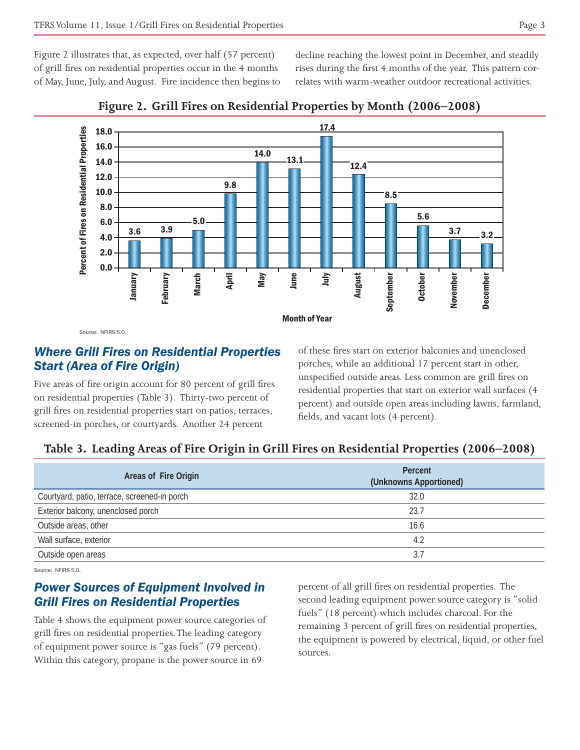Figure 2 illustrates that, as expected, over half (57 percent) of grill fires on residential properties occur in the 4 months of May, June, July, and August. Fire incidence then begins to decline reaching the lowest point in December, and steadily rises during the first 4 months of the year. This pattern correlates with warm-weather outdoor recreational activities.

**Figure 2. Grill Fires on Residential Properties by Month (2006–2008)**

| Month of Year | Percent of Fires on Residential Properties |
|---|---|
| January | 3.6 |
| February | 3.9 |
| March | 5.0 |
| April | 9.8 |
| May | 14.0 |
| June | 13.1 |
| July | 17.4 |
| August | 12.4 |
| September | 8.5 |
| October | 5.6 |
| November | 3.7 |
| December | 3.2 |

Source: NFIRS 5.0.

## *Where Grill Fires on Residential Properties Start (Area of Fire Origin)*

Five areas of fire origin account for 80 percent of grill fires on residential properties (Table 3). Thirty-two percent of grill fires on residential properties start on patios, terraces, screened-in porches, or courtyards. Another 24 percent of these fires start on exterior balconies and unenclosed porches, while an additional 17 percent start in other, unspecified outside areas. Less common are grill fires on residential properties that start on exterior wall surfaces (4 percent) and outside open areas including lawns, farmland, fields, and vacant lots (4 percent).

**Table 3. Leading Areas of Fire Origin in Grill Fires on Residential Properties (2006–2008)**

| Areas of Fire Origin | Percent (Unknowns Apportioned) |
|---|---|
| Courtyard, patio, terrace, screened-in porch | 32.0 |
| Exterior balcony, unenclosed porch | 23.7 |
| Outside areas, other | 16.6 |
| Wall surface, exterior | 4.2 |
| Outside open areas | 3.7 |

Source: NFIRS 5.0.

## *Power Sources of Equipment Involved in Grill Fires on Residential Properties*

Table 4 shows the equipment power source categories of grill fires on residential properties. The leading category of equipment power source is "gas fuels" (79 percent). Within this category, propane is the power source in 69 percent of all grill fires on residential properties. The second leading equipment power source category is "solid fuels" (18 percent) which includes charcoal. For the remaining 3 percent of grill fires on residential properties, the equipment is powered by electrical, liquid, or other fuel sources.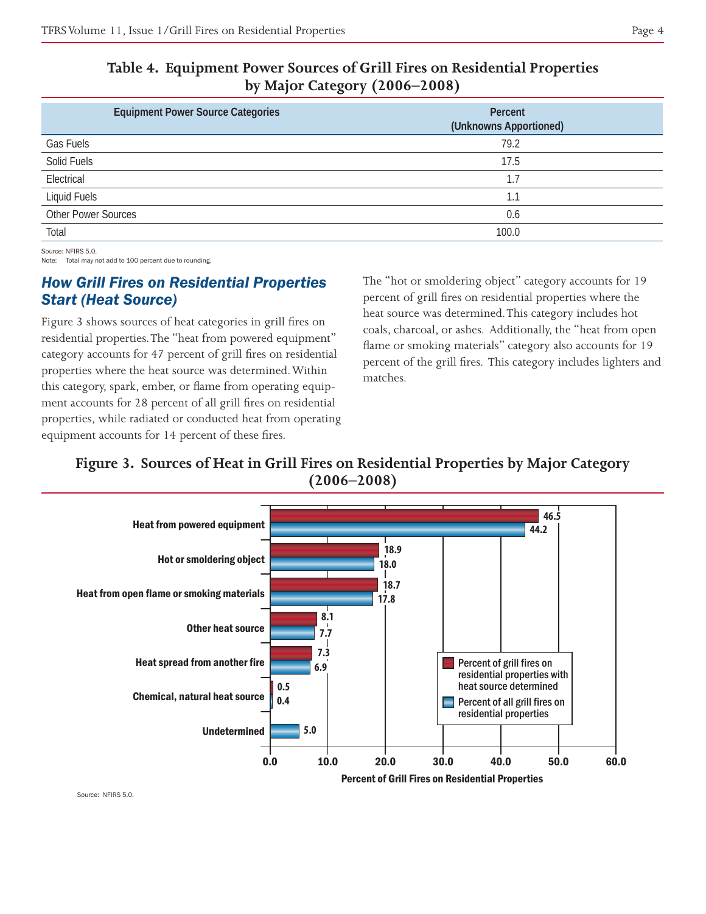## Table 4. Equipment Power Sources of Grill Fires on Residential Properties by Major Category (2006–2008)

| Equipment Power Source Categories | Percent (Unknowns Apportioned) |
|---|---|
| Gas Fuels | 79.2 |
| Solid Fuels | 17.5 |
| Electrical | 1.7 |
| Liquid Fuels | 1.1 |
| Other Power Sources | 0.6 |
| Total | 100.0 |

Source: NFIRS 5.0.
Note: Total may not add to 100 percent due to rounding.

## How Grill Fires on Residential Properties Start (Heat Source)

Figure 3 shows sources of heat categories in grill fires on residential properties. The "heat from powered equipment" category accounts for 47 percent of grill fires on residential properties where the heat source was determined. Within this category, spark, ember, or flame from operating equipment accounts for 28 percent of all grill fires on residential properties, while radiated or conducted heat from operating equipment accounts for 14 percent of these fires.

The "hot or smoldering object" category accounts for 19 percent of grill fires on residential properties where the heat source was determined. This category includes hot coals, charcoal, or ashes. Additionally, the "heat from open flame or smoking materials" category also accounts for 19 percent of the grill fires. This category includes lighters and matches.

## Figure 3. Sources of Heat in Grill Fires on Residential Properties by Major Category (2006–2008)

| Heat Source | Percent of grill fires on residential properties with heat source determined | Percent of all grill fires on residential properties |
|---|---|---|
| Heat from powered equipment | 46.5 | 44.2 |
| Hot or smoldering object | 18.9 | 18.0 |
| Heat from open flame or smoking materials | 18.7 | 17.8 |
| Other heat source | 8.1 | 7.7 |
| Heat spread from another fire | 7.3 | 6.9 |
| Chemical, natural heat source | 0.5 | 0.4 |
| Undetermined | | 5.0 |

Percent of Grill Fires on Residential Properties

Source: NFIRS 5.0.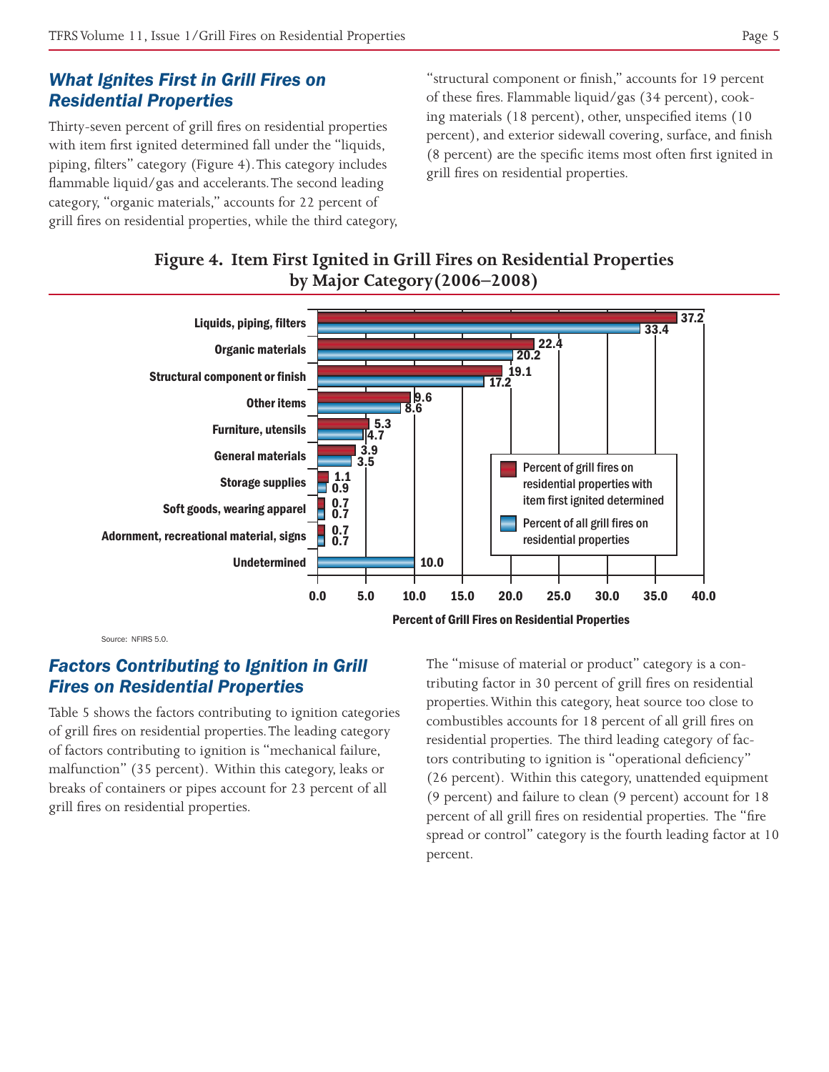## *What Ignites First in Grill Fires on Residential Properties*

Thirty-seven percent of grill fires on residential properties with item first ignited determined fall under the "liquids, piping, filters" category (Figure 4). This category includes flammable liquid/gas and accelerants. The second leading category, "organic materials," accounts for 22 percent of grill fires on residential properties, while the third category, "structural component or finish," accounts for 19 percent of these fires. Flammable liquid/gas (34 percent), cooking materials (18 percent), other, unspecified items (10 percent), and exterior sidewall covering, surface, and finish (8 percent) are the specific items most often first ignited in grill fires on residential properties.

**Figure 4. Item First Ignited in Grill Fires on Residential Properties by Major Category (2006–2008)**

| Item First Ignited | Percent of grill fires on residential properties with item first ignited determined | Percent of all grill fires on residential properties |
|---|---|---|
| Liquids, piping, filters | 37.2 | 33.4 |
| Organic materials | 22.4 | 20.2 |
| Structural component or finish | 19.1 | 17.2 |
| Other items | 9.6 | 8.6 |
| Furniture, utensils | 5.3 | 4.7 |
| General materials | 3.9 | 3.5 |
| Storage supplies | 1.1 | 0.9 |
| Soft goods, wearing apparel | 0.7 | 0.7 |
| Adornment, recreational material, signs | 0.7 | 0.7 |
| Undetermined | | 10.0 |

Percent of Grill Fires on Residential Properties

Source: NFIRS 5.0.

## *Factors Contributing to Ignition in Grill Fires on Residential Properties*

Table 5 shows the factors contributing to ignition categories of grill fires on residential properties. The leading category of factors contributing to ignition is "mechanical failure, malfunction" (35 percent). Within this category, leaks or breaks of containers or pipes account for 23 percent of all grill fires on residential properties.

The "misuse of material or product" category is a contributing factor in 30 percent of grill fires on residential properties. Within this category, heat source too close to combustibles accounts for 18 percent of all grill fires on residential properties. The third leading category of factors contributing to ignition is "operational deficiency" (26 percent). Within this category, unattended equipment (9 percent) and failure to clean (9 percent) account for 18 percent of all grill fires on residential properties. The "fire spread or control" category is the fourth leading factor at 10 percent.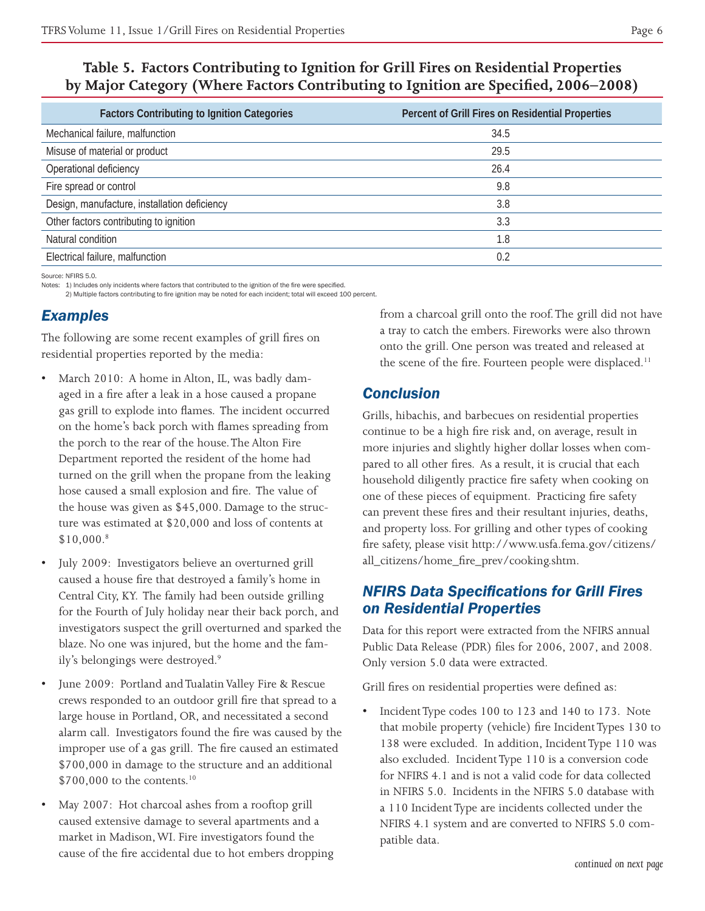**Table 5. Factors Contributing to Ignition for Grill Fires on Residential Properties by Major Category (Where Factors Contributing to Ignition are Specified, 2006–2008)**

| Factors Contributing to Ignition Categories | Percent of Grill Fires on Residential Properties |
|---|---|
| Mechanical failure, malfunction | 34.5 |
| Misuse of material or product | 29.5 |
| Operational deficiency | 26.4 |
| Fire spread or control | 9.8 |
| Design, manufacture, installation deficiency | 3.8 |
| Other factors contributing to ignition | 3.3 |
| Natural condition | 1.8 |
| Electrical failure, malfunction | 0.2 |

Source: NFIRS 5.0.
Notes: 1) Includes only incidents where factors that contributed to the ignition of the fire were specified.
2) Multiple factors contributing to fire ignition may be noted for each incident; total will exceed 100 percent.

## Examples

The following are some recent examples of grill fires on residential properties reported by the media:

- March 2010: A home in Alton, IL, was badly damaged in a fire after a leak in a hose caused a propane gas grill to explode into flames. The incident occurred on the home's back porch with flames spreading from the porch to the rear of the house. The Alton Fire Department reported the resident of the home had turned on the grill when the propane from the leaking hose caused a small explosion and fire. The value of the house was given as $45,000. Damage to the structure was estimated at $20,000 and loss of contents at $10,000.[8]
- July 2009: Investigators believe an overturned grill caused a house fire that destroyed a family's home in Central City, KY. The family had been outside grilling for the Fourth of July holiday near their back porch, and investigators suspect the grill overturned and sparked the blaze. No one was injured, but the home and the family's belongings were destroyed.[9]
- June 2009: Portland and Tualatin Valley Fire & Rescue crews responded to an outdoor grill fire that spread to a large house in Portland, OR, and necessitated a second alarm call. Investigators found the fire was caused by the improper use of a gas grill. The fire caused an estimated $700,000 in damage to the structure and an additional $700,000 to the contents.[10]
- May 2007: Hot charcoal ashes from a rooftop grill caused extensive damage to several apartments and a market in Madison, WI. Fire investigators found the cause of the fire accidental due to hot embers dropping from a charcoal grill onto the roof. The grill did not have a tray to catch the embers. Fireworks were also thrown onto the grill. One person was treated and released at the scene of the fire. Fourteen people were displaced.[11]

## Conclusion

Grills, hibachis, and barbecues on residential properties continue to be a high fire risk and, on average, result in more injuries and slightly higher dollar losses when compared to all other fires. As a result, it is crucial that each household diligently practice fire safety when cooking on one of these pieces of equipment. Practicing fire safety can prevent these fires and their resultant injuries, deaths, and property loss. For grilling and other types of cooking fire safety, please visit http://www.usfa.fema.gov/citizens/all_citizens/home_fire_prev/cooking.shtm.

## NFIRS Data Specifications for Grill Fires on Residential Properties

Data for this report were extracted from the NFIRS annual Public Data Release (PDR) files for 2006, 2007, and 2008. Only version 5.0 data were extracted.

Grill fires on residential properties were defined as:

- Incident Type codes 100 to 123 and 140 to 173. Note that mobile property (vehicle) fire Incident Types 130 to 138 were excluded. In addition, Incident Type 110 was also excluded. Incident Type 110 is a conversion code for NFIRS 4.1 and is not a valid code for data collected in NFIRS 5.0. Incidents in the NFIRS 5.0 database with a 110 Incident Type are incidents collected under the NFIRS 4.1 system and are converted to NFIRS 5.0 compatible data.

*continued on next page*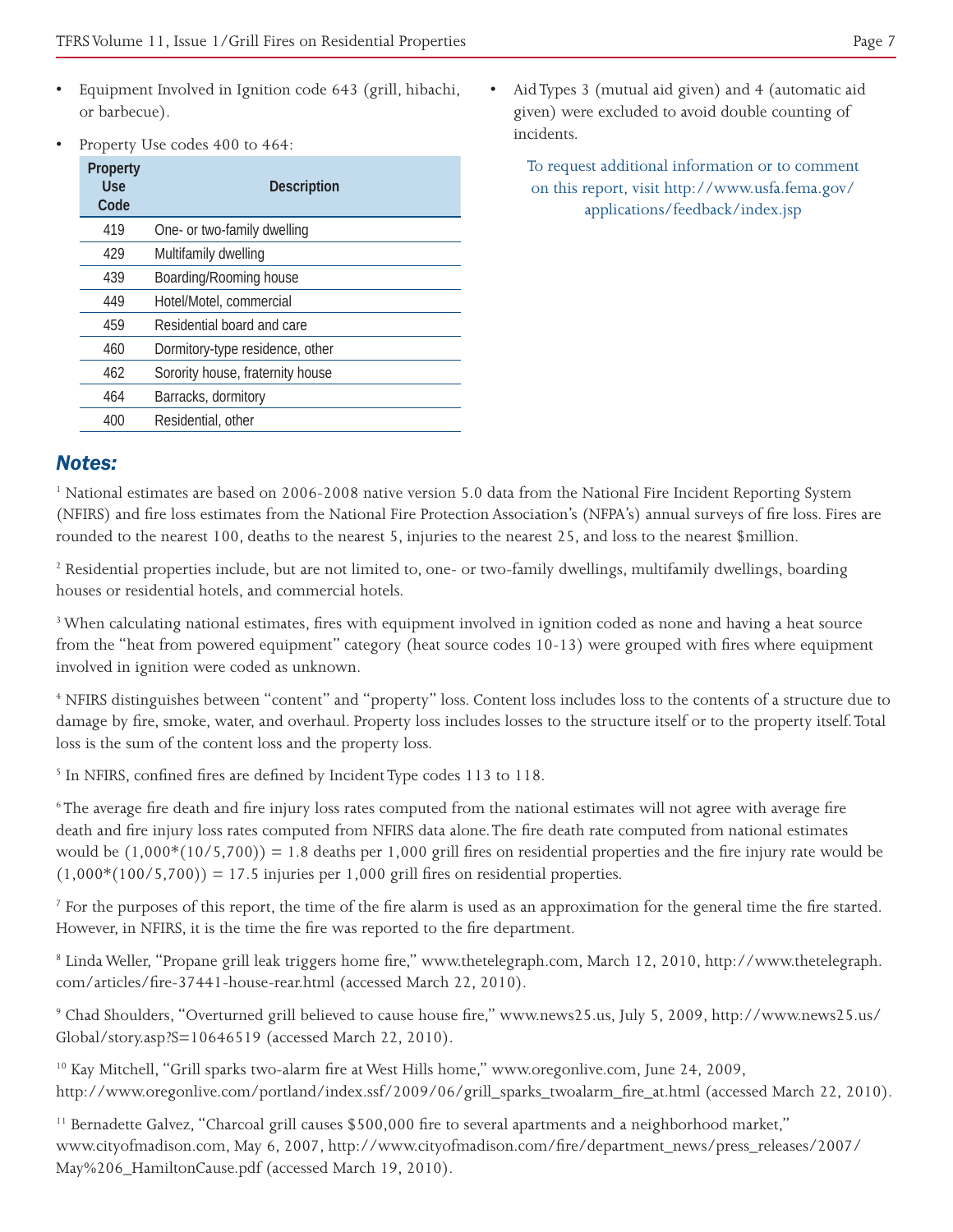- Equipment Involved in Ignition code 643 (grill, hibachi, or barbecue).
- Property Use codes 400 to 464:

| Property Use Code | Description |
|---|---|
| 419 | One- or two-family dwelling |
| 429 | Multifamily dwelling |
| 439 | Boarding/Rooming house |
| 449 | Hotel/Motel, commercial |
| 459 | Residential board and care |
| 460 | Dormitory-type residence, other |
| 462 | Sorority house, fraternity house |
| 464 | Barracks, dormitory |
| 400 | Residential, other |

- Aid Types 3 (mutual aid given) and 4 (automatic aid given) were excluded to avoid double counting of incidents.

To request additional information or to comment on this report, visit http://www.usfa.fema.gov/applications/feedback/index.jsp

## *Notes:*

[1] National estimates are based on 2006-2008 native version 5.0 data from the National Fire Incident Reporting System (NFIRS) and fire loss estimates from the National Fire Protection Association's (NFPA's) annual surveys of fire loss. Fires are rounded to the nearest 100, deaths to the nearest 5, injuries to the nearest 25, and loss to the nearest $million.

[2] Residential properties include, but are not limited to, one- or two-family dwellings, multifamily dwellings, boarding houses or residential hotels, and commercial hotels.

[3] When calculating national estimates, fires with equipment involved in ignition coded as none and having a heat source from the "heat from powered equipment" category (heat source codes 10-13) were grouped with fires where equipment involved in ignition were coded as unknown.

[4] NFIRS distinguishes between "content" and "property" loss. Content loss includes loss to the contents of a structure due to damage by fire, smoke, water, and overhaul. Property loss includes losses to the structure itself or to the property itself. Total loss is the sum of the content loss and the property loss.

[5] In NFIRS, confined fires are defined by Incident Type codes 113 to 118.

[6] The average fire death and fire injury loss rates computed from the national estimates will not agree with average fire death and fire injury loss rates computed from NFIRS data alone. The fire death rate computed from national estimates would be $(1{,}000*(10/5{,}700)) = 1.8$ deaths per 1,000 grill fires on residential properties and the fire injury rate would be $(1{,}000*(100/5{,}700)) = 17.5$ injuries per 1,000 grill fires on residential properties.

[7] For the purposes of this report, the time of the fire alarm is used as an approximation for the general time the fire started. However, in NFIRS, it is the time the fire was reported to the fire department.

[8] Linda Weller, "Propane grill leak triggers home fire," www.thetelegraph.com, March 12, 2010, http://www.thetelegraph.com/articles/fire-37441-house-rear.html (accessed March 22, 2010).

[9] Chad Shoulders, "Overturned grill believed to cause house fire," www.news25.us, July 5, 2009, http://www.news25.us/Global/story.asp?S=10646519 (accessed March 22, 2010).

[10] Kay Mitchell, "Grill sparks two-alarm fire at West Hills home," www.oregonlive.com, June 24, 2009, http://www.oregonlive.com/portland/index.ssf/2009/06/grill_sparks_twoalarm_fire_at.html (accessed March 22, 2010).

[11] Bernadette Galvez, "Charcoal grill causes $500,000 fire to several apartments and a neighborhood market," www.cityofmadison.com, May 6, 2007, http://www.cityofmadison.com/fire/department_news/press_releases/2007/May%206_HamiltonCause.pdf (accessed March 19, 2010).